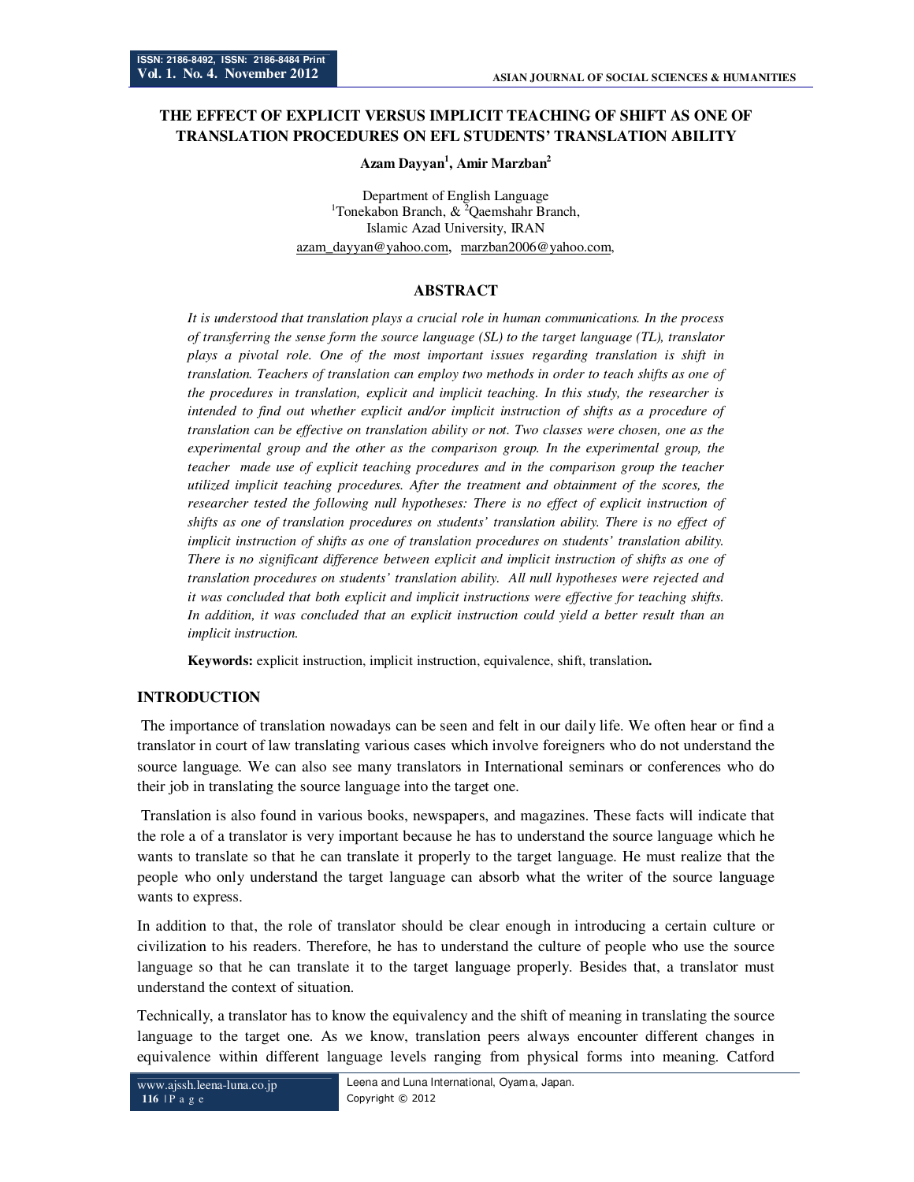# THE EFFECT OF EXPLICIT VERSUS IMPLICIT TEACHING OF SHIFT AS ONE OF TRANSLATION PROCEDURES ON EFL STUDENTS' TRANSLATION ABILITY

**Azam Dayyan[1], Amir Marzban[2]**

Department of English Language
[1]Tonekabon Branch, & [2]Qaemshahr Branch,
Islamic Azad University, IRAN
azam_dayyan@yahoo.com, marzban2006@yahoo.com,

## ABSTRACT

*It is understood that translation plays a crucial role in human communications. In the process of transferring the sense form the source language (SL) to the target language (TL), translator plays a pivotal role. One of the most important issues regarding translation is shift in translation. Teachers of translation can employ two methods in order to teach shifts as one of the procedures in translation, explicit and implicit teaching. In this study, the researcher is intended to find out whether explicit and/or implicit instruction of shifts as a procedure of translation can be effective on translation ability or not. Two classes were chosen, one as the experimental group and the other as the comparison group. In the experimental group, the teacher made use of explicit teaching procedures and in the comparison group the teacher utilized implicit teaching procedures. After the treatment and obtainment of the scores, the researcher tested the following null hypotheses: There is no effect of explicit instruction of shifts as one of translation procedures on students' translation ability. There is no effect of implicit instruction of shifts as one of translation procedures on students' translation ability. There is no significant difference between explicit and implicit instruction of shifts as one of translation procedures on students' translation ability. All null hypotheses were rejected and it was concluded that both explicit and implicit instructions were effective for teaching shifts. In addition, it was concluded that an explicit instruction could yield a better result than an implicit instruction.*

**Keywords:** explicit instruction, implicit instruction, equivalence, shift, translation**.**

## INTRODUCTION

The importance of translation nowadays can be seen and felt in our daily life. We often hear or find a translator in court of law translating various cases which involve foreigners who do not understand the source language. We can also see many translators in International seminars or conferences who do their job in translating the source language into the target one.

Translation is also found in various books, newspapers, and magazines. These facts will indicate that the role a of a translator is very important because he has to understand the source language which he wants to translate so that he can translate it properly to the target language. He must realize that the people who only understand the target language can absorb what the writer of the source language wants to express.

In addition to that, the role of translator should be clear enough in introducing a certain culture or civilization to his readers. Therefore, he has to understand the culture of people who use the source language so that he can translate it to the target language properly. Besides that, a translator must understand the context of situation.

Technically, a translator has to know the equivalency and the shift of meaning in translating the source language to the target one. As we know, translation peers always encounter different changes in equivalence within different language levels ranging from physical forms into meaning. Catford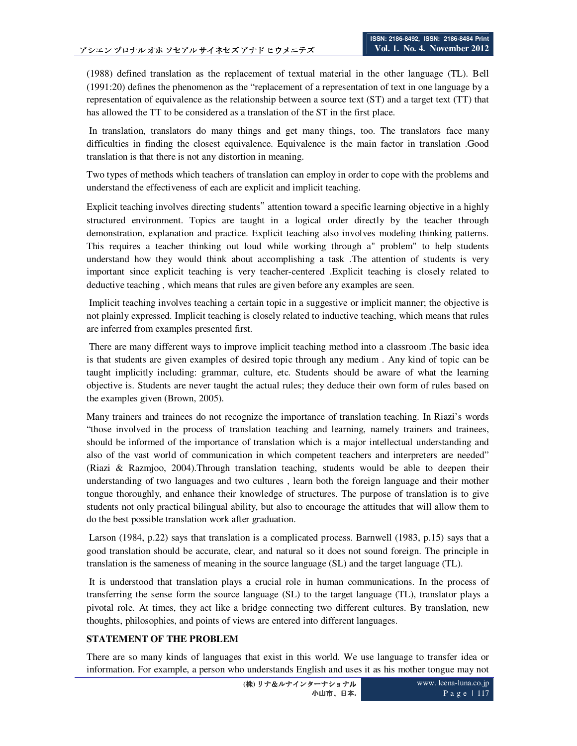(1988) defined translation as the replacement of textual material in the other language (TL). Bell (1991:20) defines the phenomenon as the "replacement of a representation of text in one language by a representation of equivalence as the relationship between a source text (ST) and a target text (TT) that has allowed the TT to be considered as a translation of the ST in the first place.

In translation, translators do many things and get many things, too. The translators face many difficulties in finding the closest equivalence. Equivalence is the main factor in translation .Good translation is that there is not any distortion in meaning.

Two types of methods which teachers of translation can employ in order to cope with the problems and understand the effectiveness of each are explicit and implicit teaching.

Explicit teaching involves directing students‟ attention toward a specific learning objective in a highly structured environment. Topics are taught in a logical order directly by the teacher through demonstration, explanation and practice. Explicit teaching also involves modeling thinking patterns. This requires a teacher thinking out loud while working through a" problem" to help students understand how they would think about accomplishing a task .The attention of students is very important since explicit teaching is very teacher-centered .Explicit teaching is closely related to deductive teaching , which means that rules are given before any examples are seen.

Implicit teaching involves teaching a certain topic in a suggestive or implicit manner; the objective is not plainly expressed. Implicit teaching is closely related to inductive teaching, which means that rules are inferred from examples presented first.

There are many different ways to improve implicit teaching method into a classroom .The basic idea is that students are given examples of desired topic through any medium . Any kind of topic can be taught implicitly including: grammar, culture, etc. Students should be aware of what the learning objective is. Students are never taught the actual rules; they deduce their own form of rules based on the examples given (Brown, 2005).

Many trainers and trainees do not recognize the importance of translation teaching. In Riazi's words "those involved in the process of translation teaching and learning, namely trainers and trainees, should be informed of the importance of translation which is a major intellectual understanding and also of the vast world of communication in which competent teachers and interpreters are needed" (Riazi & Razmjoo, 2004).Through translation teaching, students would be able to deepen their understanding of two languages and two cultures , learn both the foreign language and their mother tongue thoroughly, and enhance their knowledge of structures. The purpose of translation is to give students not only practical bilingual ability, but also to encourage the attitudes that will allow them to do the best possible translation work after graduation.

Larson (1984, p.22) says that translation is a complicated process. Barnwell (1983, p.15) says that a good translation should be accurate, clear, and natural so it does not sound foreign. The principle in translation is the sameness of meaning in the source language (SL) and the target language (TL).

It is understood that translation plays a crucial role in human communications. In the process of transferring the sense form the source language (SL) to the target language (TL), translator plays a pivotal role. At times, they act like a bridge connecting two different cultures. By translation, new thoughts, philosophies, and points of views are entered into different languages.

## STATEMENT OF THE PROBLEM

There are so many kinds of languages that exist in this world. We use language to transfer idea or information. For example, a person who understands English and uses it as his mother tongue may not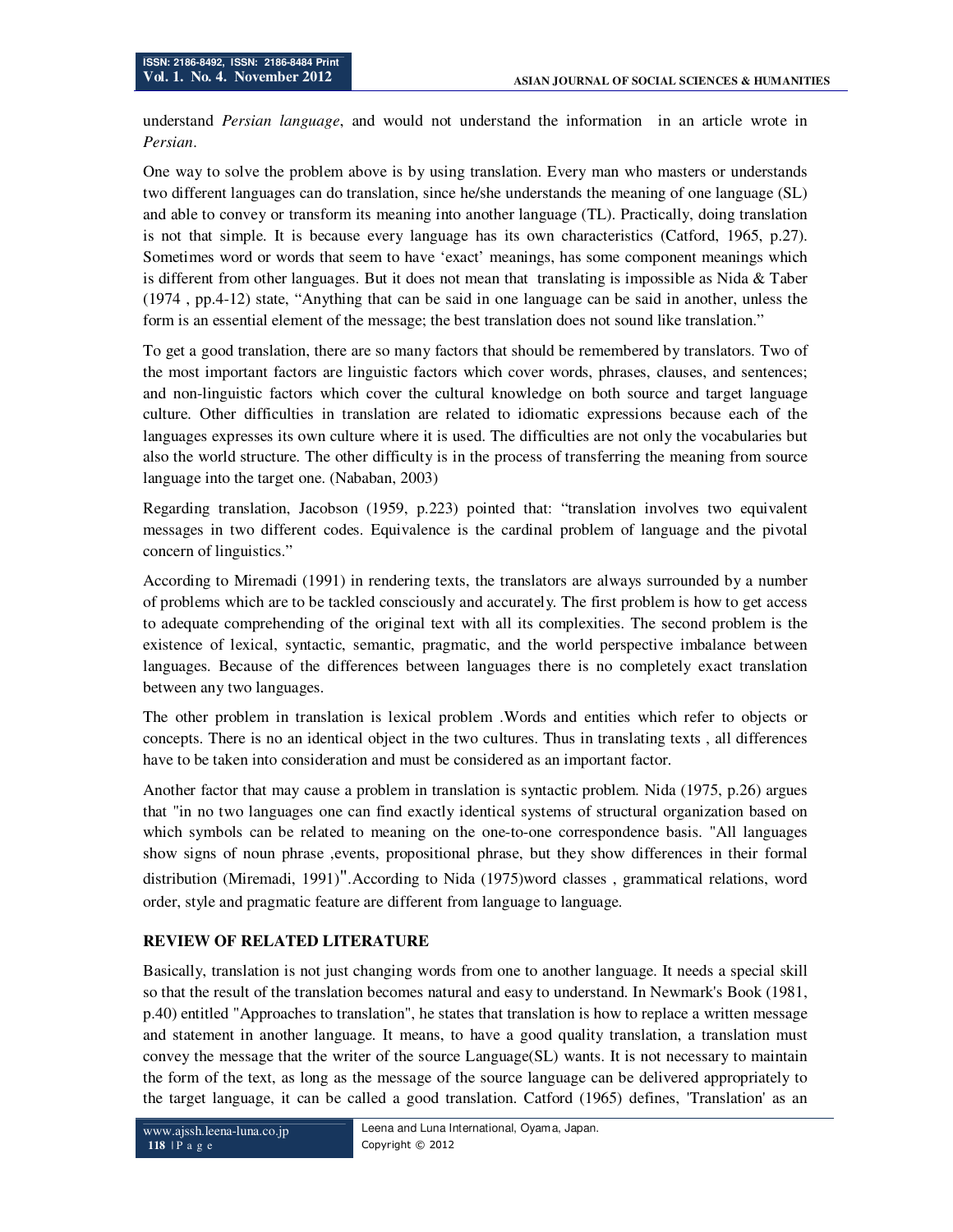understand *Persian language*, and would not understand the information in an article wrote in *Persian*.

One way to solve the problem above is by using translation. Every man who masters or understands two different languages can do translation, since he/she understands the meaning of one language (SL) and able to convey or transform its meaning into another language (TL). Practically, doing translation is not that simple. It is because every language has its own characteristics (Catford, 1965, p.27). Sometimes word or words that seem to have 'exact' meanings, has some component meanings which is different from other languages. But it does not mean that translating is impossible as Nida & Taber (1974 , pp.4-12) state, "Anything that can be said in one language can be said in another, unless the form is an essential element of the message; the best translation does not sound like translation."

To get a good translation, there are so many factors that should be remembered by translators. Two of the most important factors are linguistic factors which cover words, phrases, clauses, and sentences; and non-linguistic factors which cover the cultural knowledge on both source and target language culture. Other difficulties in translation are related to idiomatic expressions because each of the languages expresses its own culture where it is used. The difficulties are not only the vocabularies but also the world structure. The other difficulty is in the process of transferring the meaning from source language into the target one. (Nababan, 2003)

Regarding translation, Jacobson (1959, p.223) pointed that: "translation involves two equivalent messages in two different codes. Equivalence is the cardinal problem of language and the pivotal concern of linguistics."

According to Miremadi (1991) in rendering texts, the translators are always surrounded by a number of problems which are to be tackled consciously and accurately. The first problem is how to get access to adequate comprehending of the original text with all its complexities. The second problem is the existence of lexical, syntactic, semantic, pragmatic, and the world perspective imbalance between languages. Because of the differences between languages there is no completely exact translation between any two languages.

The other problem in translation is lexical problem .Words and entities which refer to objects or concepts. There is no an identical object in the two cultures. Thus in translating texts , all differences have to be taken into consideration and must be considered as an important factor.

Another factor that may cause a problem in translation is syntactic problem. Nida (1975, p.26) argues that "in no two languages one can find exactly identical systems of structural organization based on which symbols can be related to meaning on the one-to-one correspondence basis. "All languages show signs of noun phrase ,events, propositional phrase, but they show differences in their formal distribution (Miremadi, 1991)".According to Nida (1975)word classes , grammatical relations, word order, style and pragmatic feature are different from language to language.

## REVIEW OF RELATED LITERATURE

Basically, translation is not just changing words from one to another language. It needs a special skill so that the result of the translation becomes natural and easy to understand. In Newmark's Book (1981, p.40) entitled "Approaches to translation", he states that translation is how to replace a written message and statement in another language. It means, to have a good quality translation, a translation must convey the message that the writer of the source Language(SL) wants. It is not necessary to maintain the form of the text, as long as the message of the source language can be delivered appropriately to the target language, it can be called a good translation. Catford (1965) defines, 'Translation' as an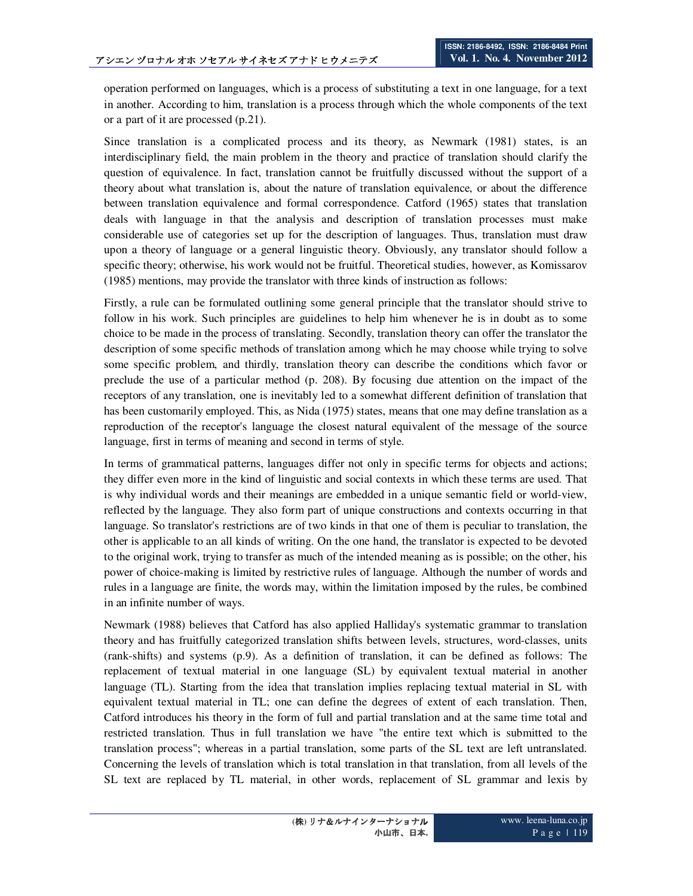operation performed on languages, which is a process of substituting a text in one language, for a text in another. According to him, translation is a process through which the whole components of the text or a part of it are processed (p.21).

Since translation is a complicated process and its theory, as Newmark (1981) states, is an interdisciplinary field, the main problem in the theory and practice of translation should clarify the question of equivalence. In fact, translation cannot be fruitfully discussed without the support of a theory about what translation is, about the nature of translation equivalence, or about the difference between translation equivalence and formal correspondence. Catford (1965) states that translation deals with language in that the analysis and description of translation processes must make considerable use of categories set up for the description of languages. Thus, translation must draw upon a theory of language or a general linguistic theory. Obviously, any translator should follow a specific theory; otherwise, his work would not be fruitful. Theoretical studies, however, as Komissarov (1985) mentions, may provide the translator with three kinds of instruction as follows:

Firstly, a rule can be formulated outlining some general principle that the translator should strive to follow in his work. Such principles are guidelines to help him whenever he is in doubt as to some choice to be made in the process of translating. Secondly, translation theory can offer the translator the description of some specific methods of translation among which he may choose while trying to solve some specific problem, and thirdly, translation theory can describe the conditions which favor or preclude the use of a particular method (p. 208). By focusing due attention on the impact of the receptors of any translation, one is inevitably led to a somewhat different definition of translation that has been customarily employed. This, as Nida (1975) states, means that one may define translation as a reproduction of the receptor's language the closest natural equivalent of the message of the source language, first in terms of meaning and second in terms of style.

In terms of grammatical patterns, languages differ not only in specific terms for objects and actions; they differ even more in the kind of linguistic and social contexts in which these terms are used. That is why individual words and their meanings are embedded in a unique semantic field or world-view, reflected by the language. They also form part of unique constructions and contexts occurring in that language. So translator's restrictions are of two kinds in that one of them is peculiar to translation, the other is applicable to an all kinds of writing. On the one hand, the translator is expected to be devoted to the original work, trying to transfer as much of the intended meaning as is possible; on the other, his power of choice-making is limited by restrictive rules of language. Although the number of words and rules in a language are finite, the words may, within the limitation imposed by the rules, be combined in an infinite number of ways.

Newmark (1988) believes that Catford has also applied Halliday's systematic grammar to translation theory and has fruitfully categorized translation shifts between levels, structures, word-classes, units (rank-shifts) and systems (p.9). As a definition of translation, it can be defined as follows: The replacement of textual material in one language (SL) by equivalent textual material in another language (TL). Starting from the idea that translation implies replacing textual material in SL with equivalent textual material in TL; one can define the degrees of extent of each translation. Then, Catford introduces his theory in the form of full and partial translation and at the same time total and restricted translation. Thus in full translation we have "the entire text which is submitted to the translation process"; whereas in a partial translation, some parts of the SL text are left untranslated. Concerning the levels of translation which is total translation in that translation, from all levels of the SL text are replaced by TL material, in other words, replacement of SL grammar and lexis by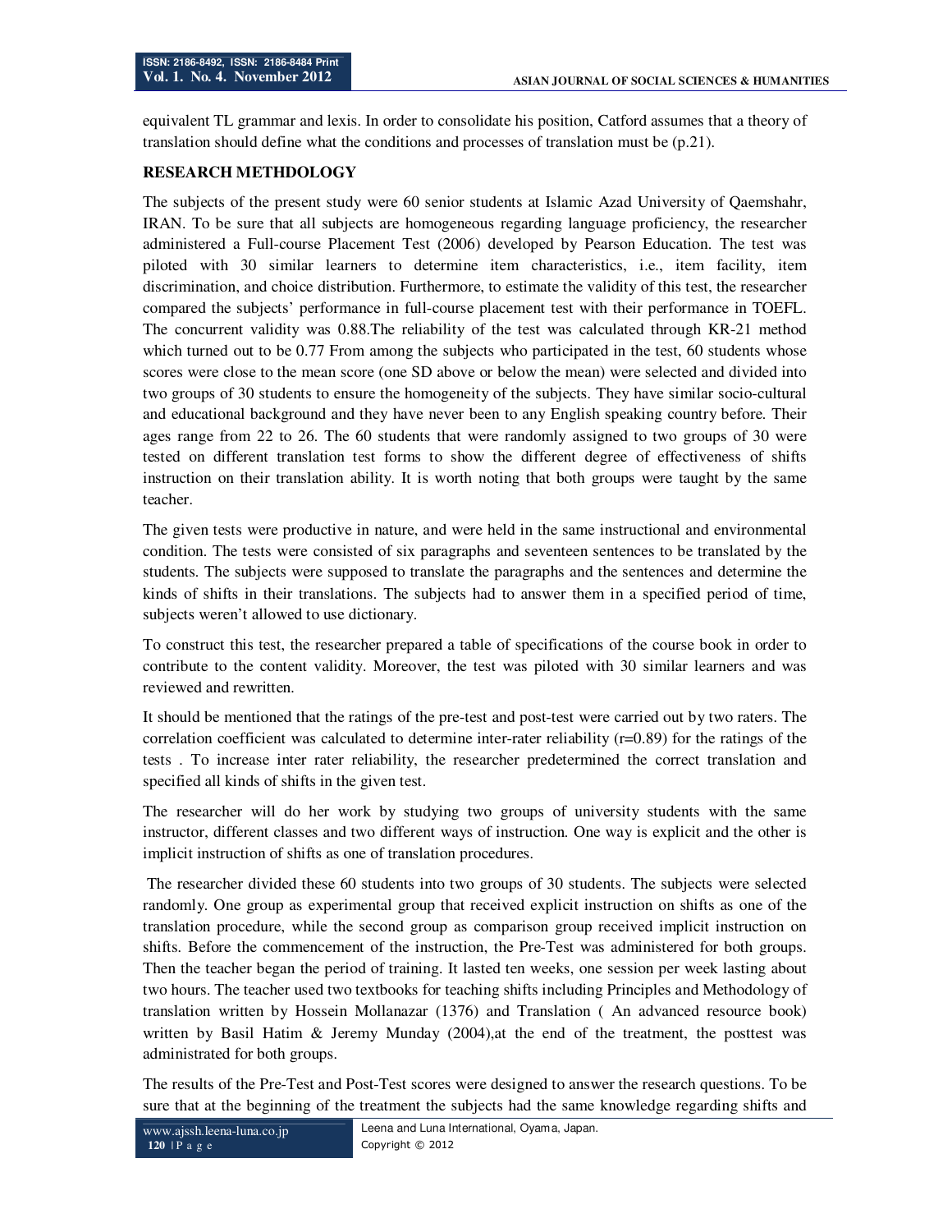equivalent TL grammar and lexis. In order to consolidate his position, Catford assumes that a theory of translation should define what the conditions and processes of translation must be (p.21).

## RESEARCH METHDOLOGY

The subjects of the present study were 60 senior students at Islamic Azad University of Qaemshahr, IRAN. To be sure that all subjects are homogeneous regarding language proficiency, the researcher administered a Full-course Placement Test (2006) developed by Pearson Education. The test was piloted with 30 similar learners to determine item characteristics, i.e., item facility, item discrimination, and choice distribution. Furthermore, to estimate the validity of this test, the researcher compared the subjects' performance in full-course placement test with their performance in TOEFL. The concurrent validity was 0.88.The reliability of the test was calculated through KR-21 method which turned out to be 0.77 From among the subjects who participated in the test, 60 students whose scores were close to the mean score (one SD above or below the mean) were selected and divided into two groups of 30 students to ensure the homogeneity of the subjects. They have similar socio-cultural and educational background and they have never been to any English speaking country before. Their ages range from 22 to 26. The 60 students that were randomly assigned to two groups of 30 were tested on different translation test forms to show the different degree of effectiveness of shifts instruction on their translation ability. It is worth noting that both groups were taught by the same teacher.

The given tests were productive in nature, and were held in the same instructional and environmental condition. The tests were consisted of six paragraphs and seventeen sentences to be translated by the students. The subjects were supposed to translate the paragraphs and the sentences and determine the kinds of shifts in their translations. The subjects had to answer them in a specified period of time, subjects weren't allowed to use dictionary.

To construct this test, the researcher prepared a table of specifications of the course book in order to contribute to the content validity. Moreover, the test was piloted with 30 similar learners and was reviewed and rewritten.

It should be mentioned that the ratings of the pre-test and post-test were carried out by two raters. The correlation coefficient was calculated to determine inter-rater reliability (r=0.89) for the ratings of the tests . To increase inter rater reliability, the researcher predetermined the correct translation and specified all kinds of shifts in the given test.

The researcher will do her work by studying two groups of university students with the same instructor, different classes and two different ways of instruction. One way is explicit and the other is implicit instruction of shifts as one of translation procedures.

The researcher divided these 60 students into two groups of 30 students. The subjects were selected randomly. One group as experimental group that received explicit instruction on shifts as one of the translation procedure, while the second group as comparison group received implicit instruction on shifts. Before the commencement of the instruction, the Pre-Test was administered for both groups. Then the teacher began the period of training. It lasted ten weeks, one session per week lasting about two hours. The teacher used two textbooks for teaching shifts including Principles and Methodology of translation written by Hossein Mollanazar (1376) and Translation ( An advanced resource book) written by Basil Hatim & Jeremy Munday (2004),at the end of the treatment, the posttest was administrated for both groups.

The results of the Pre-Test and Post-Test scores were designed to answer the research questions. To be sure that at the beginning of the treatment the subjects had the same knowledge regarding shifts and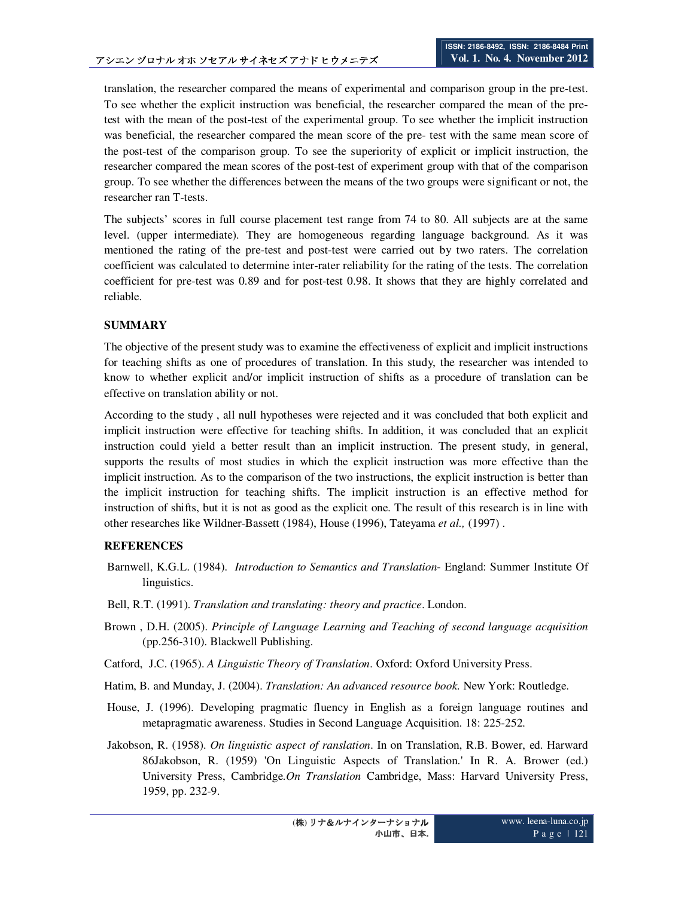translation, the researcher compared the means of experimental and comparison group in the pre-test. To see whether the explicit instruction was beneficial, the researcher compared the mean of the pre-test with the mean of the post-test of the experimental group. To see whether the implicit instruction was beneficial, the researcher compared the mean score of the pre- test with the same mean score of the post-test of the comparison group. To see the superiority of explicit or implicit instruction, the researcher compared the mean scores of the post-test of experiment group with that of the comparison group. To see whether the differences between the means of the two groups were significant or not, the researcher ran T-tests.

The subjects' scores in full course placement test range from 74 to 80. All subjects are at the same level. (upper intermediate). They are homogeneous regarding language background. As it was mentioned the rating of the pre-test and post-test were carried out by two raters. The correlation coefficient was calculated to determine inter-rater reliability for the rating of the tests. The correlation coefficient for pre-test was 0.89 and for post-test 0.98. It shows that they are highly correlated and reliable.

## SUMMARY

The objective of the present study was to examine the effectiveness of explicit and implicit instructions for teaching shifts as one of procedures of translation. In this study, the researcher was intended to know to whether explicit and/or implicit instruction of shifts as a procedure of translation can be effective on translation ability or not.

According to the study , all null hypotheses were rejected and it was concluded that both explicit and implicit instruction were effective for teaching shifts. In addition, it was concluded that an explicit instruction could yield a better result than an implicit instruction. The present study, in general, supports the results of most studies in which the explicit instruction was more effective than the implicit instruction. As to the comparison of the two instructions, the explicit instruction is better than the implicit instruction for teaching shifts. The implicit instruction is an effective method for instruction of shifts, but it is not as good as the explicit one. The result of this research is in line with other researches like Wildner-Bassett (1984), House (1996), Tateyama *et al.,* (1997) .

## REFERENCES

Barnwell, K.G.L. (1984). *Introduction to Semantics and Translation*- England: Summer Institute Of linguistics.

Bell, R.T. (1991). *Translation and translating: theory and practice*. London.

Brown , D.H. (2005). *Principle of Language Learning and Teaching of second language acquisition* (pp.256-310). Blackwell Publishing.

Catford, J.C. (1965). *A Linguistic Theory of Translation*. Oxford: Oxford University Press.

Hatim, B. and Munday, J. (2004). *Translation: An advanced resource book.* New York: Routledge.

House, J. (1996). Developing pragmatic fluency in English as a foreign language routines and metapragmatic awareness. Studies in Second Language Acquisition. 18: 225-252.

Jakobson, R. (1958). *On linguistic aspect of ranslation*. In on Translation, R.B. Bower, ed. Harward 86Jakobson, R. (1959) 'On Linguistic Aspects of Translation.' In R. A. Brower (ed.) University Press, Cambridge.*On Translation* Cambridge, Mass: Harvard University Press, 1959, pp. 232-9.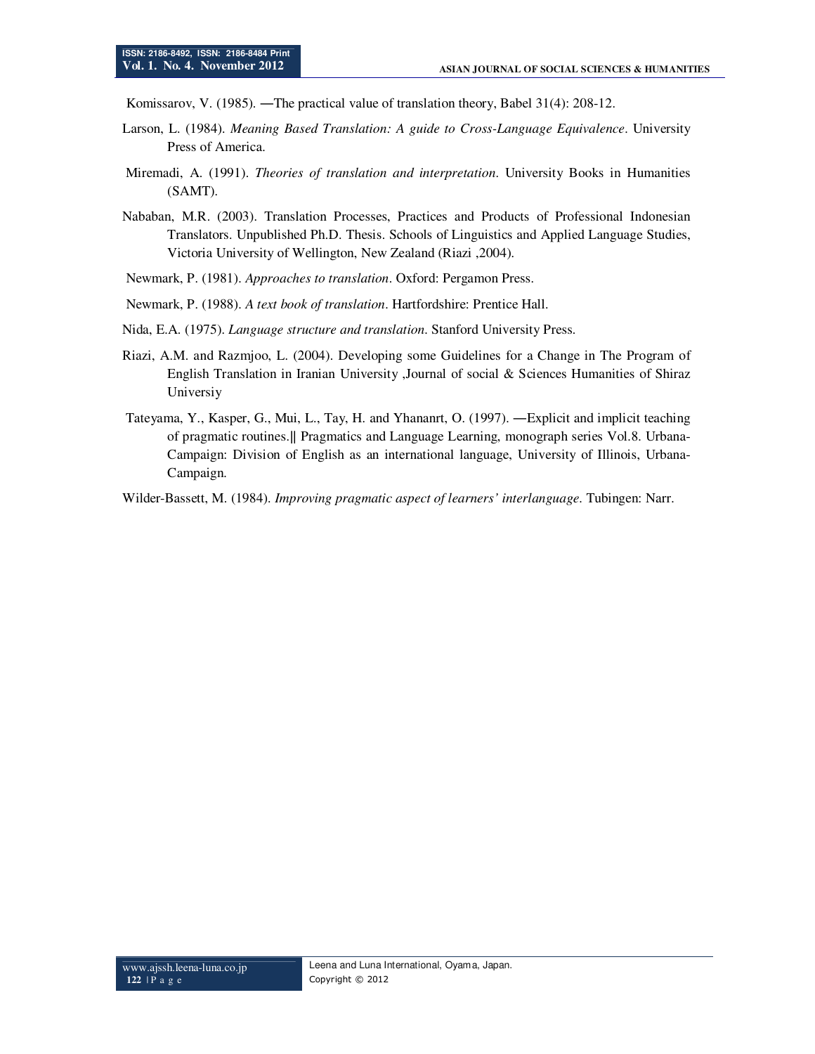Komissarov, V. (1985). ―The practical value of translation theory, Babel 31(4): 208-12.

Larson, L. (1984). *Meaning Based Translation: A guide to Cross-Language Equivalence*. University Press of America.

Miremadi, A. (1991). *Theories of translation and interpretation*. University Books in Humanities (SAMT).

Nababan, M.R. (2003). Translation Processes, Practices and Products of Professional Indonesian Translators. Unpublished Ph.D. Thesis. Schools of Linguistics and Applied Language Studies, Victoria University of Wellington, New Zealand (Riazi ,2004).

Newmark, P. (1981). *Approaches to translation*. Oxford: Pergamon Press.

Newmark, P. (1988). *A text book of translation*. Hartfordshire: Prentice Hall.

Nida, E.A. (1975). *Language structure and translation*. Stanford University Press.

Riazi, A.M. and Razmjoo, L. (2004). Developing some Guidelines for a Change in The Program of English Translation in Iranian University ,Journal of social & Sciences Humanities of Shiraz Universiy

Tateyama, Y., Kasper, G., Mui, L., Tay, H. and Yhananrt, O. (1997). ―Explicit and implicit teaching of pragmatic routines.‖ Pragmatics and Language Learning, monograph series Vol.8. Urbana-Campaign: Division of English as an international language, University of Illinois, Urbana-Campaign.

Wilder-Bassett, M. (1984). *Improving pragmatic aspect of learners' interlanguage*. Tubingen: Narr.